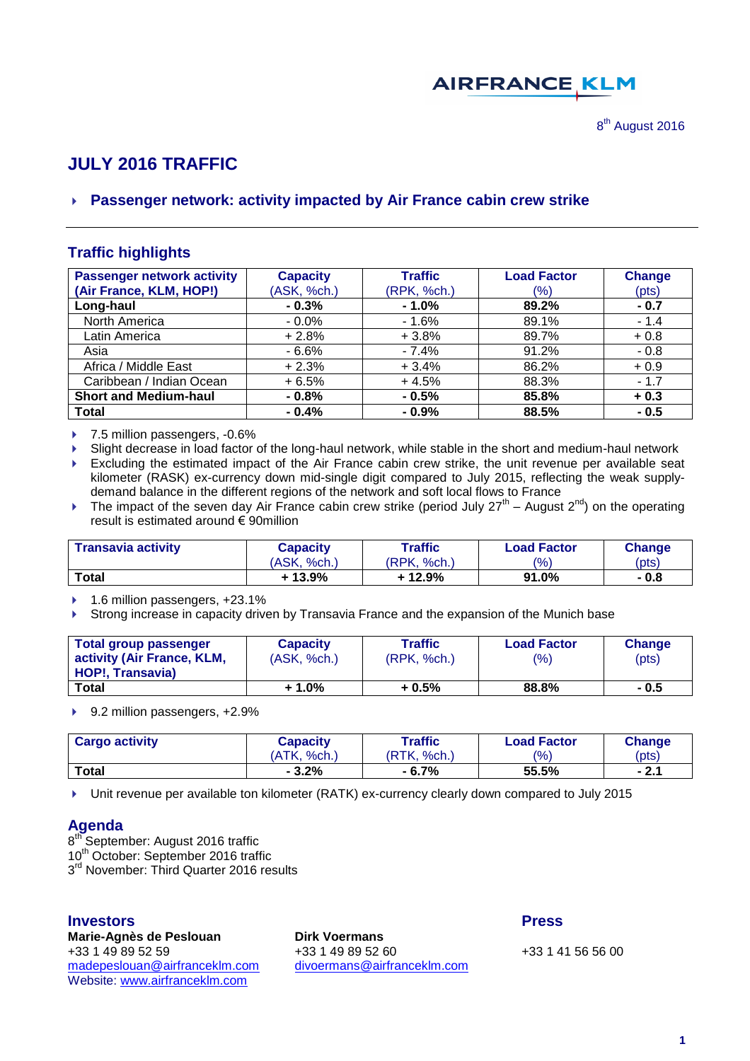AIRFRANCE KLM

8th August 2016

# JULY 2016 TRAFFIC

## Passenger network: activity impacted by Air France cabin crew strike

### Traffic highlights

| Passenger network activity (Air France, KLM, HOP!) | Capacity (ASK, %ch.) | Traffic (RPK, %ch.) | Load Factor (%) | Change (pts) |
|---|---|---|---|---|
| **Long-haul** | **- 0.3%** | **- 1.0%** | **89.2%** | **- 0.7** |
| North America | - 0.0% | - 1.6% | 89.1% | - 1.4 |
| Latin America | + 2.8% | + 3.8% | 89.7% | + 0.8 |
| Asia | - 6.6% | - 7.4% | 91.2% | - 0.8 |
| Africa / Middle East | + 2.3% | + 3.4% | 86.2% | + 0.9 |
| Caribbean / Indian Ocean | + 6.5% | + 4.5% | 88.3% | - 1.7 |
| **Short and Medium-haul** | **- 0.8%** | **- 0.5%** | **85.8%** | **+ 0.3** |
| **Total** | **- 0.4%** | **- 0.9%** | **88.5%** | **- 0.5** |

- 7.5 million passengers, -0.6%
- Slight decrease in load factor of the long-haul network, while stable in the short and medium-haul network
- Excluding the estimated impact of the Air France cabin crew strike, the unit revenue per available seat kilometer (RASK) ex-currency down mid-single digit compared to July 2015, reflecting the weak supply-demand balance in the different regions of the network and soft local flows to France
- The impact of the seven day Air France cabin crew strike (period July 27th – August 2nd) on the operating result is estimated around € 90million

| Transavia activity | Capacity (ASK, %ch.) | Traffic (RPK, %ch.) | Load Factor (%) | Change (pts) |
|---|---|---|---|---|
| **Total** | **+ 13.9%** | **+ 12.9%** | **91.0%** | **- 0.8** |

- 1.6 million passengers, +23.1%
- Strong increase in capacity driven by Transavia France and the expansion of the Munich base

| Total group passenger activity (Air France, KLM, HOP!, Transavia) | Capacity (ASK, %ch.) | Traffic (RPK, %ch.) | Load Factor (%) | Change (pts) |
|---|---|---|---|---|
| **Total** | **+ 1.0%** | **+ 0.5%** | **88.8%** | **- 0.5** |

- 9.2 million passengers, +2.9%

| Cargo activity | Capacity (ATK, %ch.) | Traffic (RTK, %ch.) | Load Factor (%) | Change (pts) |
|---|---|---|---|---|
| **Total** | **- 3.2%** | **- 6.7%** | **55.5%** | **- 2.1** |

- Unit revenue per available ton kilometer (RATK) ex-currency clearly down compared to July 2015

### Agenda

8th September: August 2016 traffic
10th October: September 2016 traffic
3rd November: Third Quarter 2016 results

### Investors

**Marie-Agnès de Peslouan**
+33 1 49 89 52 59
madepeslouan@airfranceklm.com
Website: www.airfranceklm.com

**Dirk Voermans**
+33 1 49 89 52 60
divoermans@airfranceklm.com

### Press

+33 1 41 56 56 00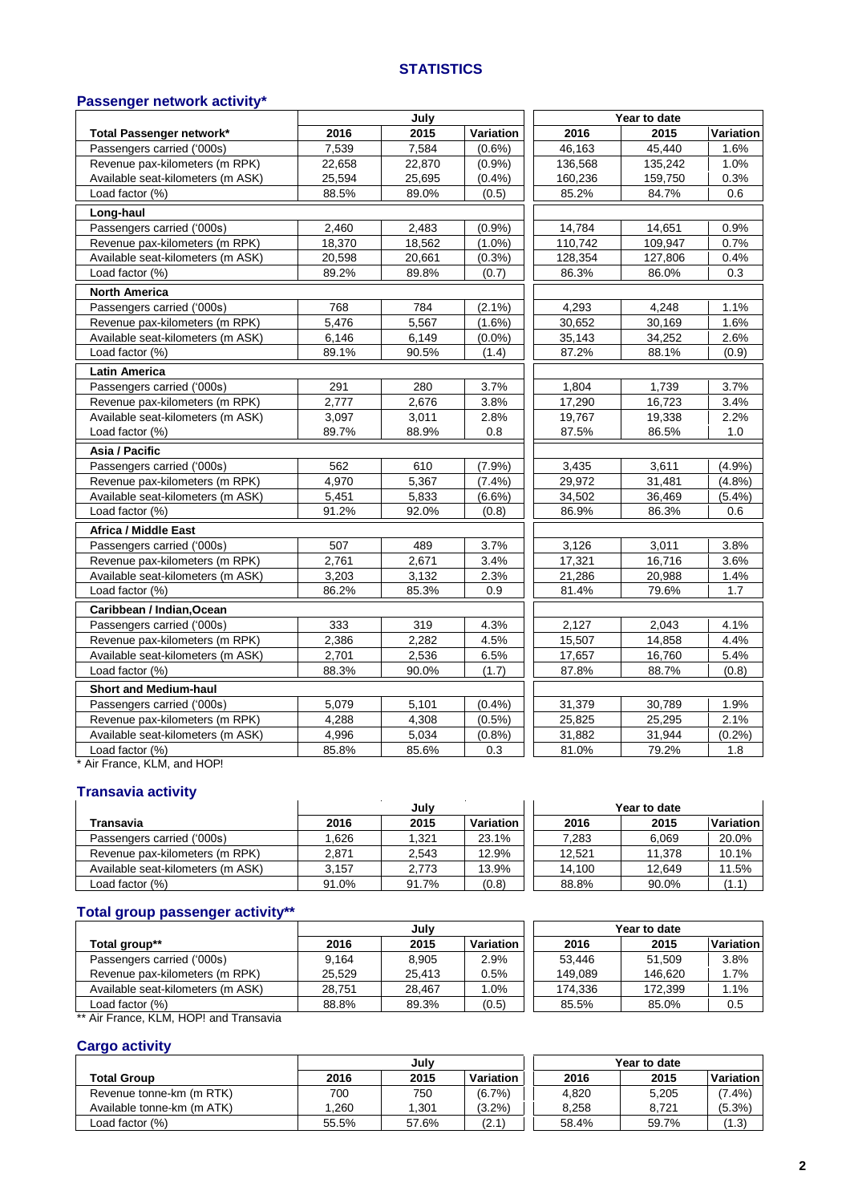# STATISTICS

## Passenger network activity*

| Total Passenger network* | July 2016 | July 2015 | July Variation | Year to date 2016 | Year to date 2015 | Year to date Variation |
|---|---|---|---|---|---|---|
| Passengers carried ('000s) | 7,539 | 7,584 | (0.6%) | 46,163 | 45,440 | 1.6% |
| Revenue pax-kilometers (m RPK) | 22,658 | 22,870 | (0.9%) | 136,568 | 135,242 | 1.0% |
| Available seat-kilometers (m ASK) | 25,594 | 25,695 | (0.4%) | 160,236 | 159,750 | 0.3% |
| Load factor (%) | 88.5% | 89.0% | (0.5) | 85.2% | 84.7% | 0.6 |
| **Long-haul** | | | | | | |
| Passengers carried ('000s) | 2,460 | 2,483 | (0.9%) | 14,784 | 14,651 | 0.9% |
| Revenue pax-kilometers (m RPK) | 18,370 | 18,562 | (1.0%) | 110,742 | 109,947 | 0.7% |
| Available seat-kilometers (m ASK) | 20,598 | 20,661 | (0.3%) | 128,354 | 127,806 | 0.4% |
| Load factor (%) | 89.2% | 89.8% | (0.7) | 86.3% | 86.0% | 0.3 |
| **North America** | | | | | | |
| Passengers carried ('000s) | 768 | 784 | (2.1%) | 4,293 | 4,248 | 1.1% |
| Revenue pax-kilometers (m RPK) | 5,476 | 5,567 | (1.6%) | 30,652 | 30,169 | 1.6% |
| Available seat-kilometers (m ASK) | 6,146 | 6,149 | (0.0%) | 35,143 | 34,252 | 2.6% |
| Load factor (%) | 89.1% | 90.5% | (1.4) | 87.2% | 88.1% | (0.9) |
| **Latin America** | | | | | | |
| Passengers carried ('000s) | 291 | 280 | 3.7% | 1,804 | 1,739 | 3.7% |
| Revenue pax-kilometers (m RPK) | 2,777 | 2,676 | 3.8% | 17,290 | 16,723 | 3.4% |
| Available seat-kilometers (m ASK) | 3,097 | 3,011 | 2.8% | 19,767 | 19,338 | 2.2% |
| Load factor (%) | 89.7% | 88.9% | 0.8 | 87.5% | 86.5% | 1.0 |
| **Asia / Pacific** | | | | | | |
| Passengers carried ('000s) | 562 | 610 | (7.9%) | 3,435 | 3,611 | (4.9%) |
| Revenue pax-kilometers (m RPK) | 4,970 | 5,367 | (7.4%) | 29,972 | 31,481 | (4.8%) |
| Available seat-kilometers (m ASK) | 5,451 | 5,833 | (6.6%) | 34,502 | 36,469 | (5.4%) |
| Load factor (%) | 91.2% | 92.0% | (0.8) | 86.9% | 86.3% | 0.6 |
| **Africa / Middle East** | | | | | | |
| Passengers carried ('000s) | 507 | 489 | 3.7% | 3,126 | 3,011 | 3.8% |
| Revenue pax-kilometers (m RPK) | 2,761 | 2,671 | 3.4% | 17,321 | 16,716 | 3.6% |
| Available seat-kilometers (m ASK) | 3,203 | 3,132 | 2.3% | 21,286 | 20,988 | 1.4% |
| Load factor (%) | 86.2% | 85.3% | 0.9 | 81.4% | 79.6% | 1.7 |
| **Caribbean / Indian,Ocean** | | | | | | |
| Passengers carried ('000s) | 333 | 319 | 4.3% | 2,127 | 2,043 | 4.1% |
| Revenue pax-kilometers (m RPK) | 2,386 | 2,282 | 4.5% | 15,507 | 14,858 | 4.4% |
| Available seat-kilometers (m ASK) | 2,701 | 2,536 | 6.5% | 17,657 | 16,760 | 5.4% |
| Load factor (%) | 88.3% | 90.0% | (1.7) | 87.8% | 88.7% | (0.8) |
| **Short and Medium-haul** | | | | | | |
| Passengers carried ('000s) | 5,079 | 5,101 | (0.4%) | 31,379 | 30,789 | 1.9% |
| Revenue pax-kilometers (m RPK) | 4,288 | 4,308 | (0.5%) | 25,825 | 25,295 | 2.1% |
| Available seat-kilometers (m ASK) | 4,996 | 5,034 | (0.8%) | 31,882 | 31,944 | (0.2%) |
| Load factor (%) | 85.8% | 85.6% | 0.3 | 81.0% | 79.2% | 1.8 |

* Air France, KLM, and HOP!

## Transavia activity

| Transavia | July 2016 | July 2015 | July Variation | Year to date 2016 | Year to date 2015 | Year to date Variation |
|---|---|---|---|---|---|---|
| Passengers carried ('000s) | 1,626 | 1,321 | 23.1% | 7,283 | 6,069 | 20.0% |
| Revenue pax-kilometers (m RPK) | 2,871 | 2,543 | 12.9% | 12,521 | 11,378 | 10.1% |
| Available seat-kilometers (m ASK) | 3,157 | 2,773 | 13.9% | 14,100 | 12,649 | 11.5% |
| Load factor (%) | 91.0% | 91.7% | (0.8) | 88.8% | 90.0% | (1.1) |

## Total group passenger activity**

| Total group** | July 2016 | July 2015 | July Variation | Year to date 2016 | Year to date 2015 | Year to date Variation |
|---|---|---|---|---|---|---|
| Passengers carried ('000s) | 9,164 | 8,905 | 2.9% | 53,446 | 51,509 | 3.8% |
| Revenue pax-kilometers (m RPK) | 25,529 | 25,413 | 0.5% | 149,089 | 146,620 | 1.7% |
| Available seat-kilometers (m ASK) | 28,751 | 28,467 | 1.0% | 174,336 | 172,399 | 1.1% |
| Load factor (%) | 88.8% | 89.3% | (0.5) | 85.5% | 85.0% | 0.5 |

** Air France, KLM, HOP! and Transavia

## Cargo activity

| Total Group | July 2016 | July 2015 | July Variation | Year to date 2016 | Year to date 2015 | Year to date Variation |
|---|---|---|---|---|---|---|
| Revenue tonne-km (m RTK) | 700 | 750 | (6.7%) | 4,820 | 5,205 | (7.4%) |
| Available tonne-km (m ATK) | 1,260 | 1,301 | (3.2%) | 8,258 | 8,721 | (5.3%) |
| Load factor (%) | 55.5% | 57.6% | (2.1) | 58.4% | 59.7% | (1.3) |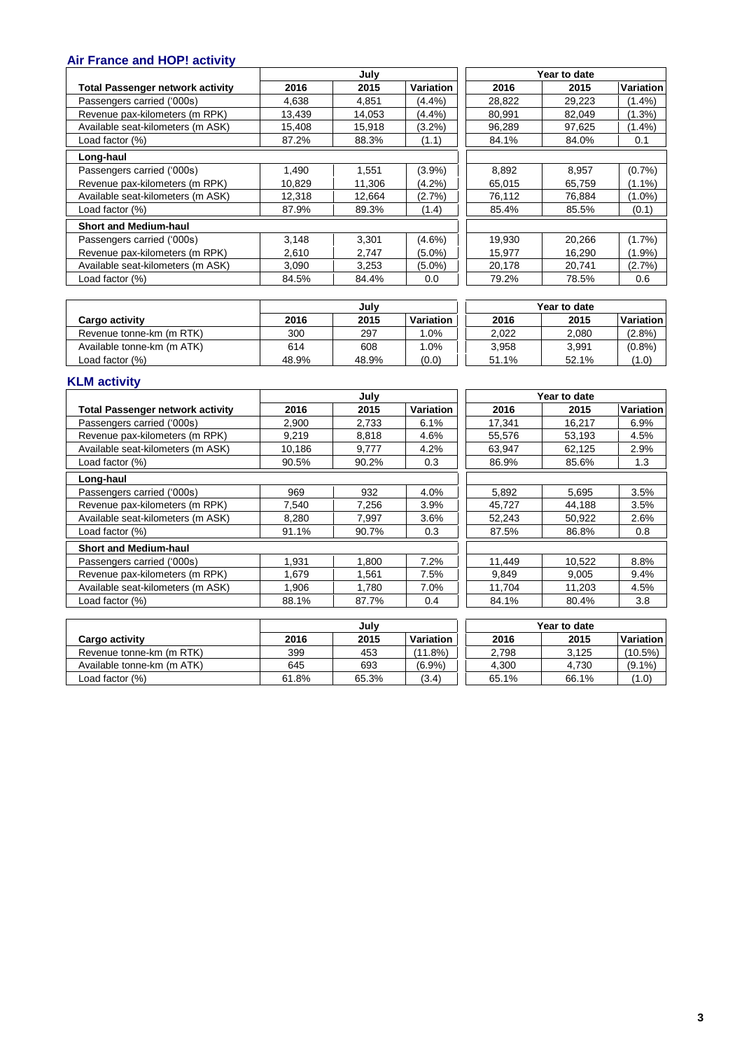## Air France and HOP! activity

| | July | | | Year to date | | |
|---|---|---|---|---|---|---|
| **Total Passenger network activity** | **2016** | **2015** | **Variation** | **2016** | **2015** | **Variation** |
| Passengers carried ('000s) | 4,638 | 4,851 | (4.4%) | 28,822 | 29,223 | (1.4%) |
| Revenue pax-kilometers (m RPK) | 13,439 | 14,053 | (4.4%) | 80,991 | 82,049 | (1.3%) |
| Available seat-kilometers (m ASK) | 15,408 | 15,918 | (3.2%) | 96,289 | 97,625 | (1.4%) |
| Load factor (%) | 87.2% | 88.3% | (1.1) | 84.1% | 84.0% | 0.1 |
| **Long-haul** | | | | | | |
| Passengers carried ('000s) | 1,490 | 1,551 | (3.9%) | 8,892 | 8,957 | (0.7%) |
| Revenue pax-kilometers (m RPK) | 10,829 | 11,306 | (4.2%) | 65,015 | 65,759 | (1.1%) |
| Available seat-kilometers (m ASK) | 12,318 | 12,664 | (2.7%) | 76,112 | 76,884 | (1.0%) |
| Load factor (%) | 87.9% | 89.3% | (1.4) | 85.4% | 85.5% | (0.1) |
| **Short and Medium-haul** | | | | | | |
| Passengers carried ('000s) | 3,148 | 3,301 | (4.6%) | 19,930 | 20,266 | (1.7%) |
| Revenue pax-kilometers (m RPK) | 2,610 | 2,747 | (5.0%) | 15,977 | 16,290 | (1.9%) |
| Available seat-kilometers (m ASK) | 3,090 | 3,253 | (5.0%) | 20,178 | 20,741 | (2.7%) |
| Load factor (%) | 84.5% | 84.4% | 0.0 | 79.2% | 78.5% | 0.6 |

| | July | | | Year to date | | |
|---|---|---|---|---|---|---|
| **Cargo activity** | **2016** | **2015** | **Variation** | **2016** | **2015** | **Variation** |
| Revenue tonne-km (m RTK) | 300 | 297 | 1.0% | 2,022 | 2,080 | (2.8%) |
| Available tonne-km (m ATK) | 614 | 608 | 1.0% | 3,958 | 3,991 | (0.8%) |
| Load factor (%) | 48.9% | 48.9% | (0.0) | 51.1% | 52.1% | (1.0) |

## KLM activity

| | July | | | Year to date | | |
|---|---|---|---|---|---|---|
| **Total Passenger network activity** | **2016** | **2015** | **Variation** | **2016** | **2015** | **Variation** |
| Passengers carried ('000s) | 2,900 | 2,733 | 6.1% | 17,341 | 16,217 | 6.9% |
| Revenue pax-kilometers (m RPK) | 9,219 | 8,818 | 4.6% | 55,576 | 53,193 | 4.5% |
| Available seat-kilometers (m ASK) | 10,186 | 9,777 | 4.2% | 63,947 | 62,125 | 2.9% |
| Load factor (%) | 90.5% | 90.2% | 0.3 | 86.9% | 85.6% | 1.3 |
| **Long-haul** | | | | | | |
| Passengers carried ('000s) | 969 | 932 | 4.0% | 5,892 | 5,695 | 3.5% |
| Revenue pax-kilometers (m RPK) | 7,540 | 7,256 | 3.9% | 45,727 | 44,188 | 3.5% |
| Available seat-kilometers (m ASK) | 8,280 | 7,997 | 3.6% | 52,243 | 50,922 | 2.6% |
| Load factor (%) | 91.1% | 90.7% | 0.3 | 87.5% | 86.8% | 0.8 |
| **Short and Medium-haul** | | | | | | |
| Passengers carried ('000s) | 1,931 | 1,800 | 7.2% | 11,449 | 10,522 | 8.8% |
| Revenue pax-kilometers (m RPK) | 1,679 | 1,561 | 7.5% | 9,849 | 9,005 | 9.4% |
| Available seat-kilometers (m ASK) | 1,906 | 1,780 | 7.0% | 11,704 | 11,203 | 4.5% |
| Load factor (%) | 88.1% | 87.7% | 0.4 | 84.1% | 80.4% | 3.8 |

| | July | | | Year to date | | |
|---|---|---|---|---|---|---|
| **Cargo activity** | **2016** | **2015** | **Variation** | **2016** | **2015** | **Variation** |
| Revenue tonne-km (m RTK) | 399 | 453 | (11.8%) | 2,798 | 3,125 | (10.5%) |
| Available tonne-km (m ATK) | 645 | 693 | (6.9%) | 4,300 | 4,730 | (9.1%) |
| Load factor (%) | 61.8% | 65.3% | (3.4) | 65.1% | 66.1% | (1.0) |